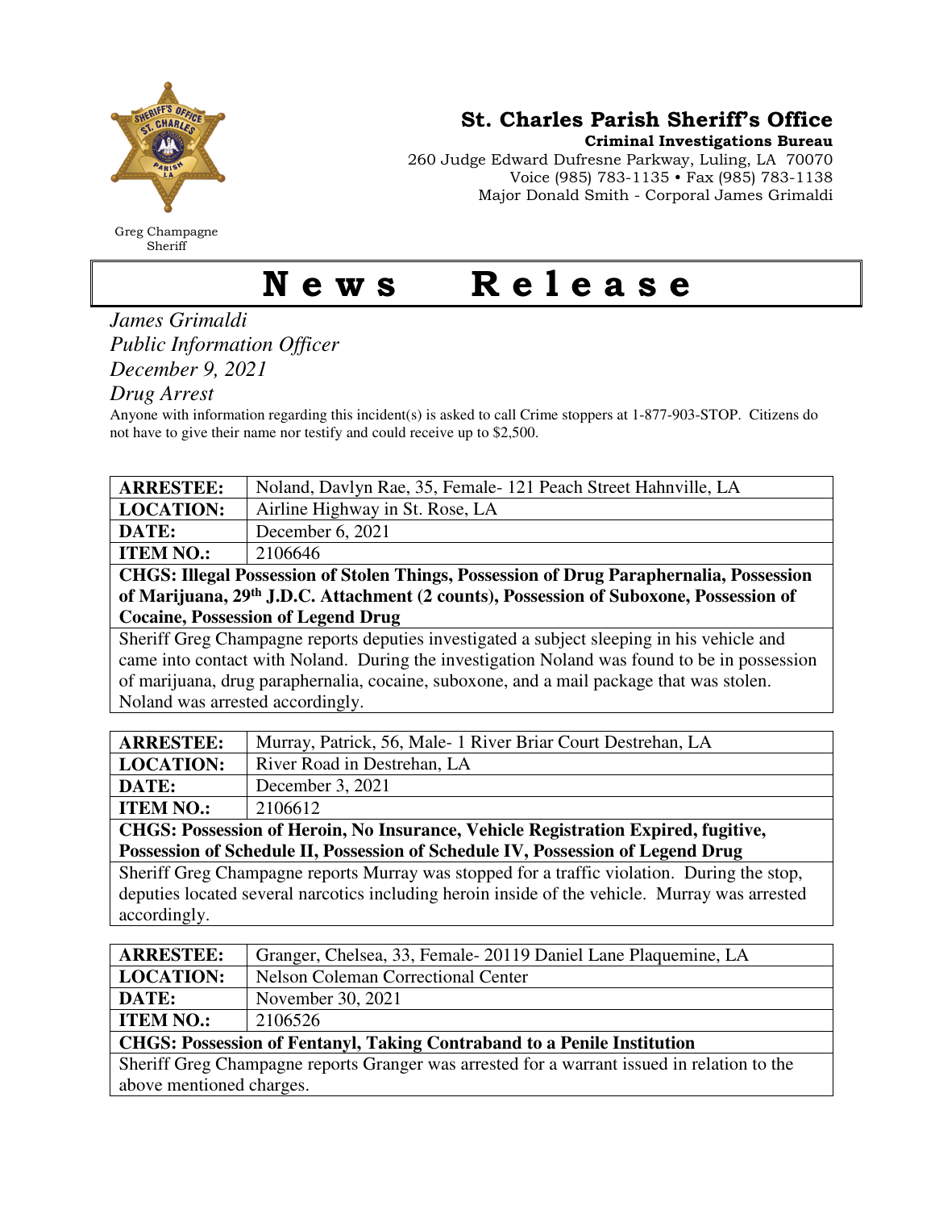Greg Champagne
Sheriff

# St. Charles Parish Sheriff's Office

**Criminal Investigations Bureau**
260 Judge Edward Dufresne Parkway, Luling, LA 70070
Voice (985) 783-1135 • Fax (985) 783-1138
Major Donald Smith - Corporal James Grimaldi

# News Release

*James Grimaldi*
*Public Information Officer*
*December 9, 2021*
*Drug Arrest*

Anyone with information regarding this incident(s) is asked to call Crime stoppers at 1-877-903-STOP. Citizens do not have to give their name nor testify and could receive up to $2,500.

| **ARRESTEE:** | Noland, Davlyn Rae, 35, Female- 121 Peach Street Hahnville, LA |
|---|---|
| **LOCATION:** | Airline Highway in St. Rose, LA |
| **DATE:** | December 6, 2021 |
| **ITEM NO.:** | 2106646 |
| **CHGS: Illegal Possession of Stolen Things, Possession of Drug Paraphernalia, Possession of Marijuana, 29th J.D.C. Attachment (2 counts), Possession of Suboxone, Possession of Cocaine, Possession of Legend Drug** | |
| Sheriff Greg Champagne reports deputies investigated a subject sleeping in his vehicle and came into contact with Noland. During the investigation Noland was found to be in possession of marijuana, drug paraphernalia, cocaine, suboxone, and a mail package that was stolen. Noland was arrested accordingly. | |

| **ARRESTEE:** | Murray, Patrick, 56, Male- 1 River Briar Court Destrehan, LA |
|---|---|
| **LOCATION:** | River Road in Destrehan, LA |
| **DATE:** | December 3, 2021 |
| **ITEM NO.:** | 2106612 |
| **CHGS: Possession of Heroin, No Insurance, Vehicle Registration Expired, fugitive, Possession of Schedule II, Possession of Schedule IV, Possession of Legend Drug** | |
| Sheriff Greg Champagne reports Murray was stopped for a traffic violation. During the stop, deputies located several narcotics including heroin inside of the vehicle. Murray was arrested accordingly. | |

| **ARRESTEE:** | Granger, Chelsea, 33, Female- 20119 Daniel Lane Plaquemine, LA |
|---|---|
| **LOCATION:** | Nelson Coleman Correctional Center |
| **DATE:** | November 30, 2021 |
| **ITEM NO.:** | 2106526 |
| **CHGS: Possession of Fentanyl, Taking Contraband to a Penile Institution** | |
| Sheriff Greg Champagne reports Granger was arrested for a warrant issued in relation to the above mentioned charges. | |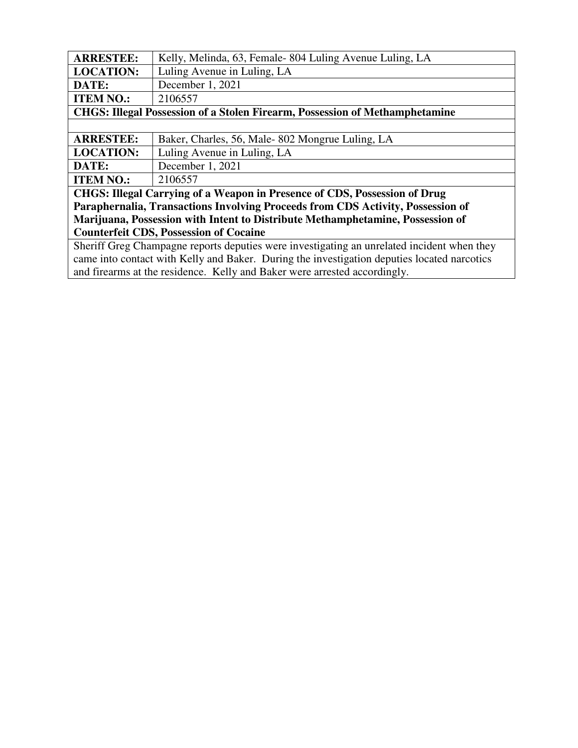| | |
|---|---|
| **ARRESTEE:** | Kelly, Melinda, 63, Female- 804 Luling Avenue Luling, LA |
| **LOCATION:** | Luling Avenue in Luling, LA |
| **DATE:** | December 1, 2021 |
| **ITEM NO.:** | 2106557 |
| **CHGS: Illegal Possession of a Stolen Firearm, Possession of Methamphetamine** | |
| | |
| **ARRESTEE:** | Baker, Charles, 56, Male- 802 Mongrue Luling, LA |
| **LOCATION:** | Luling Avenue in Luling, LA |
| **DATE:** | December 1, 2021 |
| **ITEM NO.:** | 2106557 |
| **CHGS: Illegal Carrying of a Weapon in Presence of CDS, Possession of Drug Paraphernalia, Transactions Involving Proceeds from CDS Activity, Possession of Marijuana, Possession with Intent to Distribute Methamphetamine, Possession of Counterfeit CDS, Possession of Cocaine** | |
| Sheriff Greg Champagne reports deputies were investigating an unrelated incident when they came into contact with Kelly and Baker. During the investigation deputies located narcotics and firearms at the residence. Kelly and Baker were arrested accordingly. | |